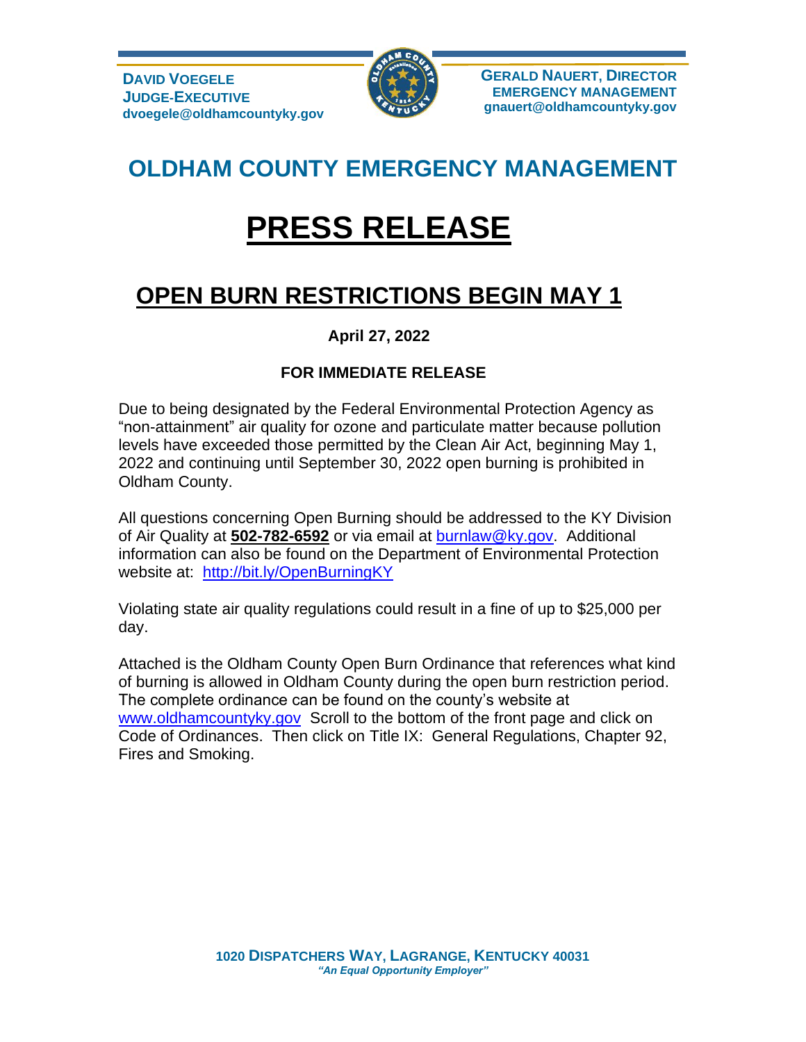**DAVID VOEGELE**
**JUDGE-EXECUTIVE**
**dvoegele@oldhamcountyky.gov**

**GERALD NAUERT, DIRECTOR**
**EMERGENCY MANAGEMENT**
**gnauert@oldhamcountyky.gov**

## OLDHAM COUNTY EMERGENCY MANAGEMENT

# PRESS RELEASE

## OPEN BURN RESTRICTIONS BEGIN MAY 1

**April 27, 2022**

**FOR IMMEDIATE RELEASE**

Due to being designated by the Federal Environmental Protection Agency as "non-attainment" air quality for ozone and particulate matter because pollution levels have exceeded those permitted by the Clean Air Act, beginning May 1, 2022 and continuing until September 30, 2022 open burning is prohibited in Oldham County.

All questions concerning Open Burning should be addressed to the KY Division of Air Quality at **502-782-6592** or via email at burnlaw@ky.gov. Additional information can also be found on the Department of Environmental Protection website at: http://bit.ly/OpenBurningKY

Violating state air quality regulations could result in a fine of up to $25,000 per day.

Attached is the Oldham County Open Burn Ordinance that references what kind of burning is allowed in Oldham County during the open burn restriction period. The complete ordinance can be found on the county's website at www.oldhamcountyky.gov Scroll to the bottom of the front page and click on Code of Ordinances. Then click on Title IX: General Regulations, Chapter 92, Fires and Smoking.

**1020 DISPATCHERS WAY, LAGRANGE, KENTUCKY 40031**
***"An Equal Opportunity Employer"***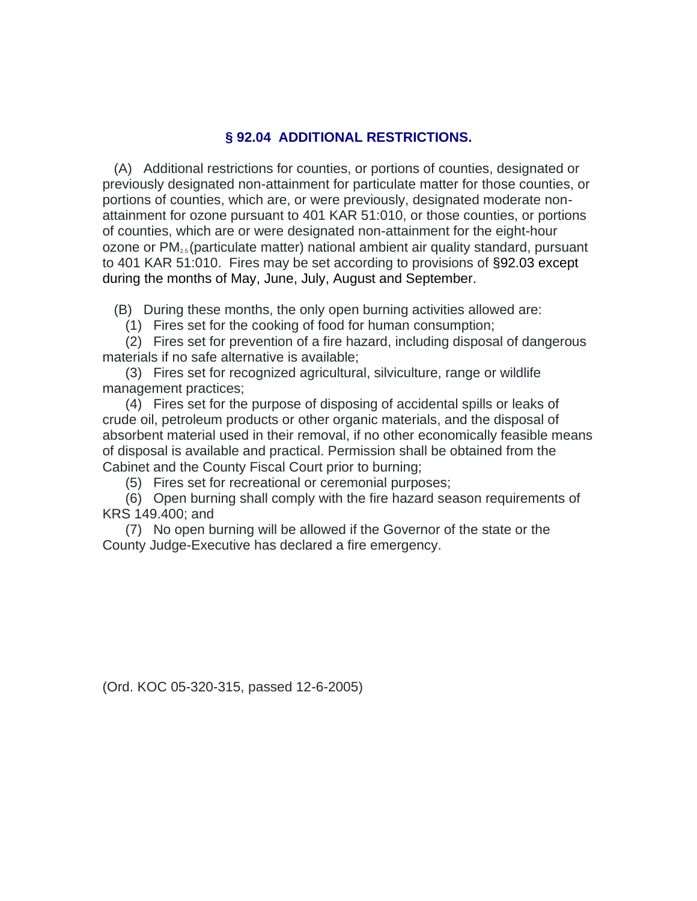## § 92.04 ADDITIONAL RESTRICTIONS.

(A) Additional restrictions for counties, or portions of counties, designated or previously designated non-attainment for particulate matter for those counties, or portions of counties, which are, or were previously, designated moderate non-attainment for ozone pursuant to 401 KAR 51:010, or those counties, or portions of counties, which are or were designated non-attainment for the eight-hour ozone or $PM_{2.5}$ (particulate matter) national ambient air quality standard, pursuant to 401 KAR 51:010. Fires may be set according to provisions of §92.03 except during the months of May, June, July, August and September.

(B) During these months, the only open burning activities allowed are:

(1) Fires set for the cooking of food for human consumption;

(2) Fires set for prevention of a fire hazard, including disposal of dangerous materials if no safe alternative is available;

(3) Fires set for recognized agricultural, silviculture, range or wildlife management practices;

(4) Fires set for the purpose of disposing of accidental spills or leaks of crude oil, petroleum products or other organic materials, and the disposal of absorbent material used in their removal, if no other economically feasible means of disposal is available and practical. Permission shall be obtained from the Cabinet and the County Fiscal Court prior to burning;

(5) Fires set for recreational or ceremonial purposes;

(6) Open burning shall comply with the fire hazard season requirements of KRS 149.400; and

(7) No open burning will be allowed if the Governor of the state or the County Judge-Executive has declared a fire emergency.

(Ord. KOC 05-320-315, passed 12-6-2005)